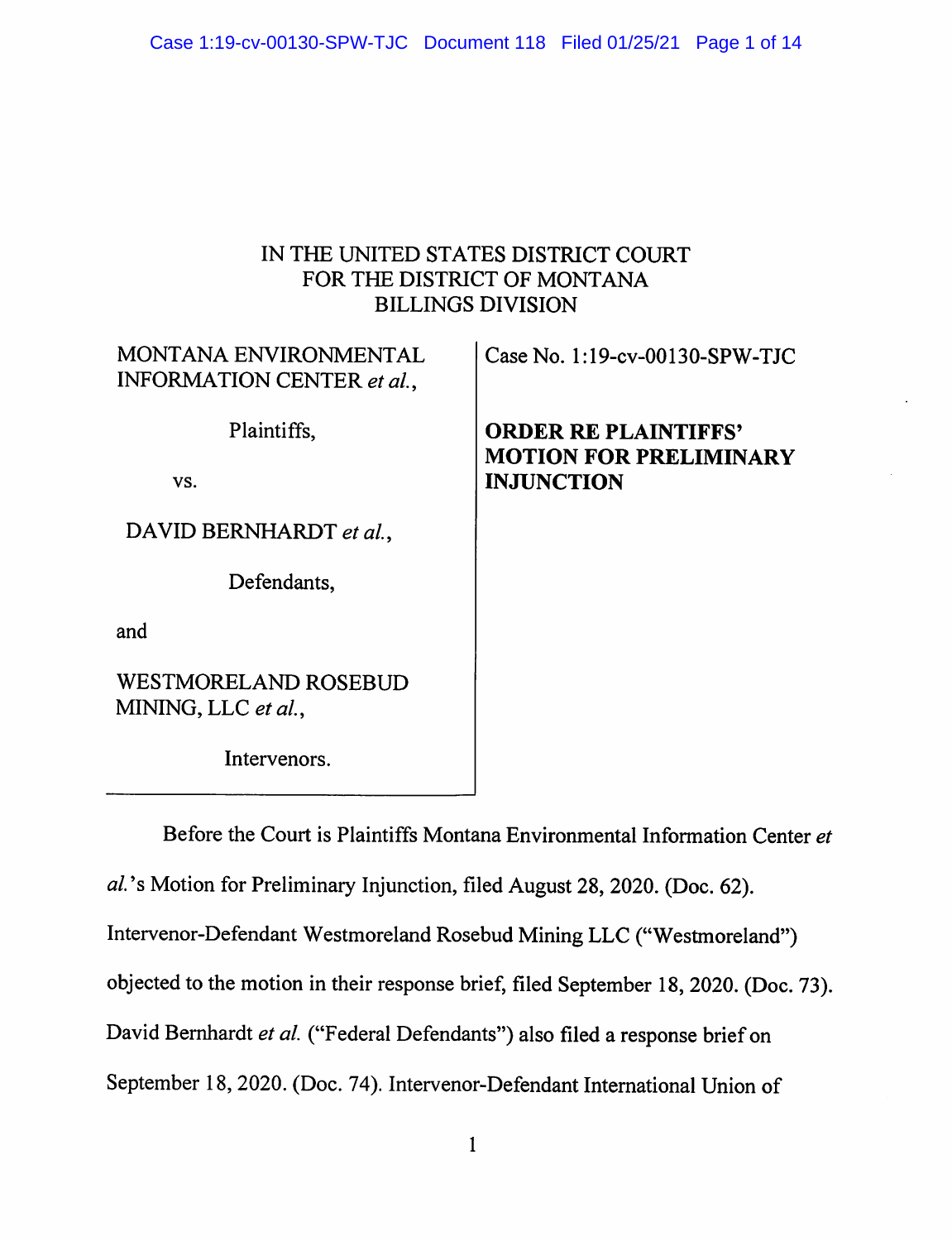IN THE UNITED STATES DISTRICT COURT
FOR THE DISTRICT OF MONTANA
BILLINGS DIVISION

| | |
|---|---|
| MONTANA ENVIRONMENTAL INFORMATION CENTER *et al.*,<br><br>Plaintiffs,<br><br>vs.<br><br>DAVID BERNHARDT *et al.*,<br><br>Defendants,<br><br>and<br><br>WESTMORELAND ROSEBUD MINING, LLC *et al.*,<br><br>Intervenors. | Case No. 1:19-cv-00130-SPW-TJC<br><br>**ORDER RE PLAINTIFFS' MOTION FOR PRELIMINARY INJUNCTION** |

Before the Court is Plaintiffs Montana Environmental Information Center *et al.*'s Motion for Preliminary Injunction, filed August 28, 2020. (Doc. 62). Intervenor-Defendant Westmoreland Rosebud Mining LLC ("Westmoreland") objected to the motion in their response brief, filed September 18, 2020. (Doc. 73). David Bernhardt *et al.* ("Federal Defendants") also filed a response brief on September 18, 2020. (Doc. 74). Intervenor-Defendant International Union of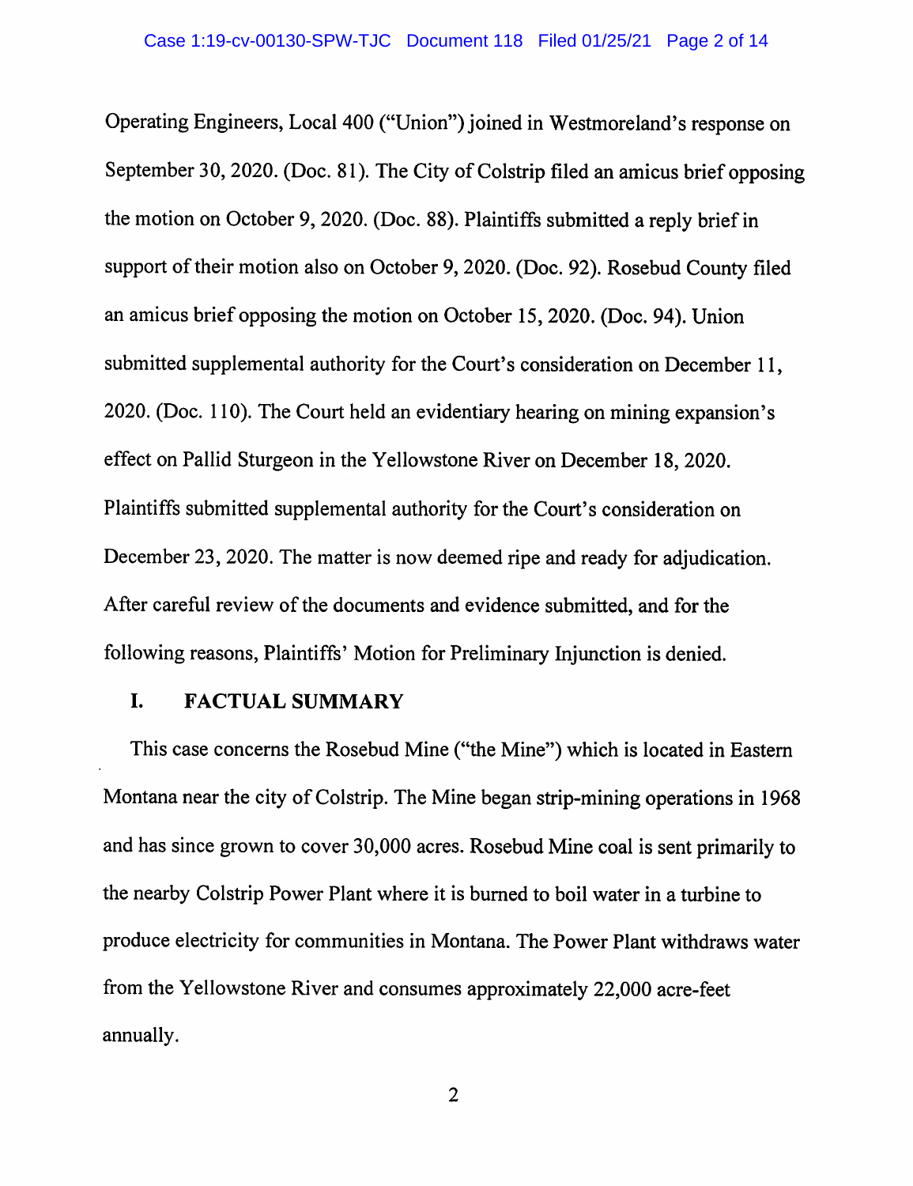Operating Engineers, Local 400 ("Union") joined in Westmoreland's response on September 30, 2020. (Doc. 81). The City of Colstrip filed an amicus brief opposing the motion on October 9, 2020. (Doc. 88). Plaintiffs submitted a reply brief in support of their motion also on October 9, 2020. (Doc. 92). Rosebud County filed an amicus brief opposing the motion on October 15, 2020. (Doc. 94). Union submitted supplemental authority for the Court's consideration on December 11, 2020. (Doc. 110). The Court held an evidentiary hearing on mining expansion's effect on Pallid Sturgeon in the Yellowstone River on December 18, 2020. Plaintiffs submitted supplemental authority for the Court's consideration on December 23, 2020. The matter is now deemed ripe and ready for adjudication. After careful review of the documents and evidence submitted, and for the following reasons, Plaintiffs' Motion for Preliminary Injunction is denied.

## I. FACTUAL SUMMARY

This case concerns the Rosebud Mine ("the Mine") which is located in Eastern Montana near the city of Colstrip. The Mine began strip-mining operations in 1968 and has since grown to cover 30,000 acres. Rosebud Mine coal is sent primarily to the nearby Colstrip Power Plant where it is burned to boil water in a turbine to produce electricity for communities in Montana. The Power Plant withdraws water from the Yellowstone River and consumes approximately 22,000 acre-feet annually.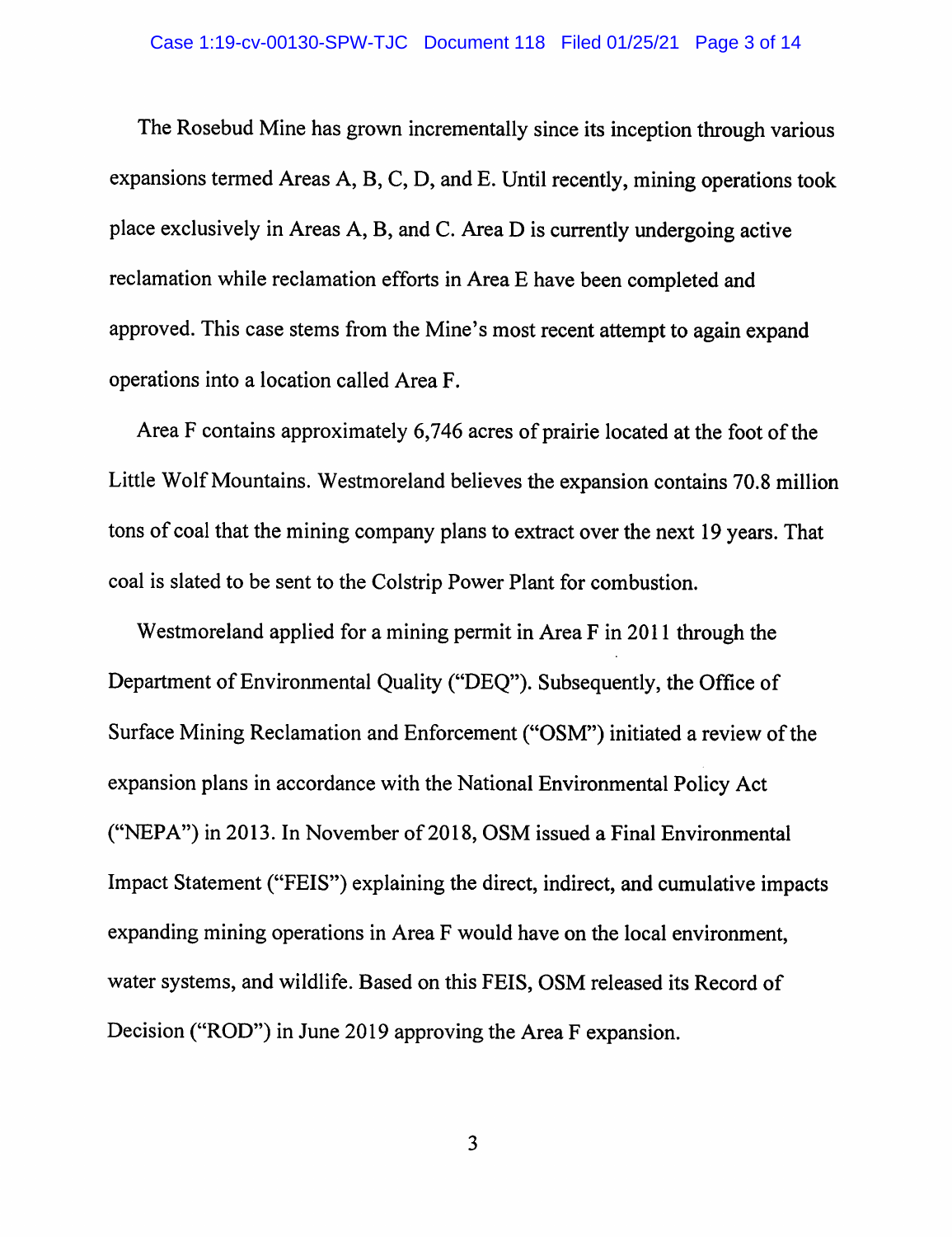The Rosebud Mine has grown incrementally since its inception through various expansions termed Areas A, B, C, D, and E. Until recently, mining operations took place exclusively in Areas A, B, and C. Area D is currently undergoing active reclamation while reclamation efforts in Area E have been completed and approved. This case stems from the Mine's most recent attempt to again expand operations into a location called Area F.

Area F contains approximately 6,746 acres of prairie located at the foot of the Little Wolf Mountains. Westmoreland believes the expansion contains 70.8 million tons of coal that the mining company plans to extract over the next 19 years. That coal is slated to be sent to the Colstrip Power Plant for combustion.

Westmoreland applied for a mining permit in Area F in 2011 through the Department of Environmental Quality ("DEQ"). Subsequently, the Office of Surface Mining Reclamation and Enforcement ("OSM") initiated a review of the expansion plans in accordance with the National Environmental Policy Act ("NEPA") in 2013. In November of 2018, OSM issued a Final Environmental Impact Statement ("FEIS") explaining the direct, indirect, and cumulative impacts expanding mining operations in Area F would have on the local environment, water systems, and wildlife. Based on this FEIS, OSM released its Record of Decision ("ROD") in June 2019 approving the Area F expansion.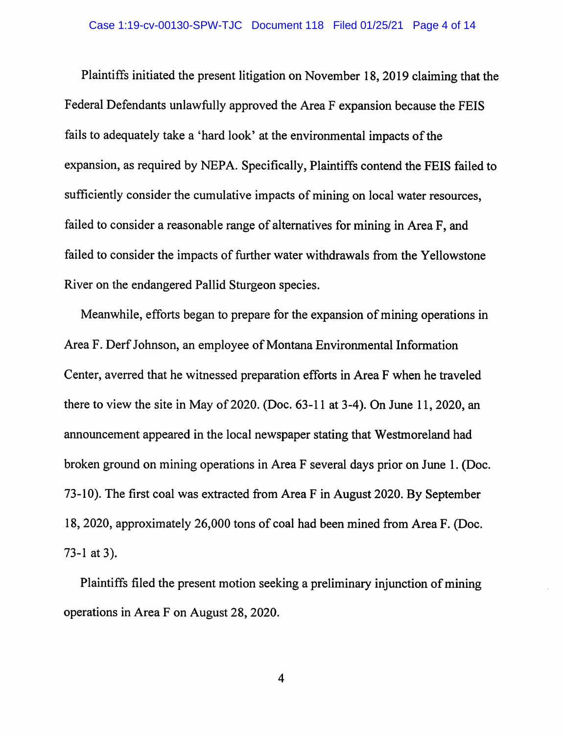Plaintiffs initiated the present litigation on November 18, 2019 claiming that the Federal Defendants unlawfully approved the Area F expansion because the FEIS fails to adequately take a 'hard look' at the environmental impacts of the expansion, as required by NEPA. Specifically, Plaintiffs contend the FEIS failed to sufficiently consider the cumulative impacts of mining on local water resources, failed to consider a reasonable range of alternatives for mining in Area F, and failed to consider the impacts of further water withdrawals from the Yellowstone River on the endangered Pallid Sturgeon species.

Meanwhile, efforts began to prepare for the expansion of mining operations in Area F. Derf Johnson, an employee of Montana Environmental Information Center, averred that he witnessed preparation efforts in Area F when he traveled there to view the site in May of 2020. (Doc. 63-11 at 3-4). On June 11, 2020, an announcement appeared in the local newspaper stating that Westmoreland had broken ground on mining operations in Area F several days prior on June 1. (Doc. 73-10). The first coal was extracted from Area F in August 2020. By September 18, 2020, approximately 26,000 tons of coal had been mined from Area F. (Doc. 73-1 at 3).

Plaintiffs filed the present motion seeking a preliminary injunction of mining operations in Area F on August 28, 2020.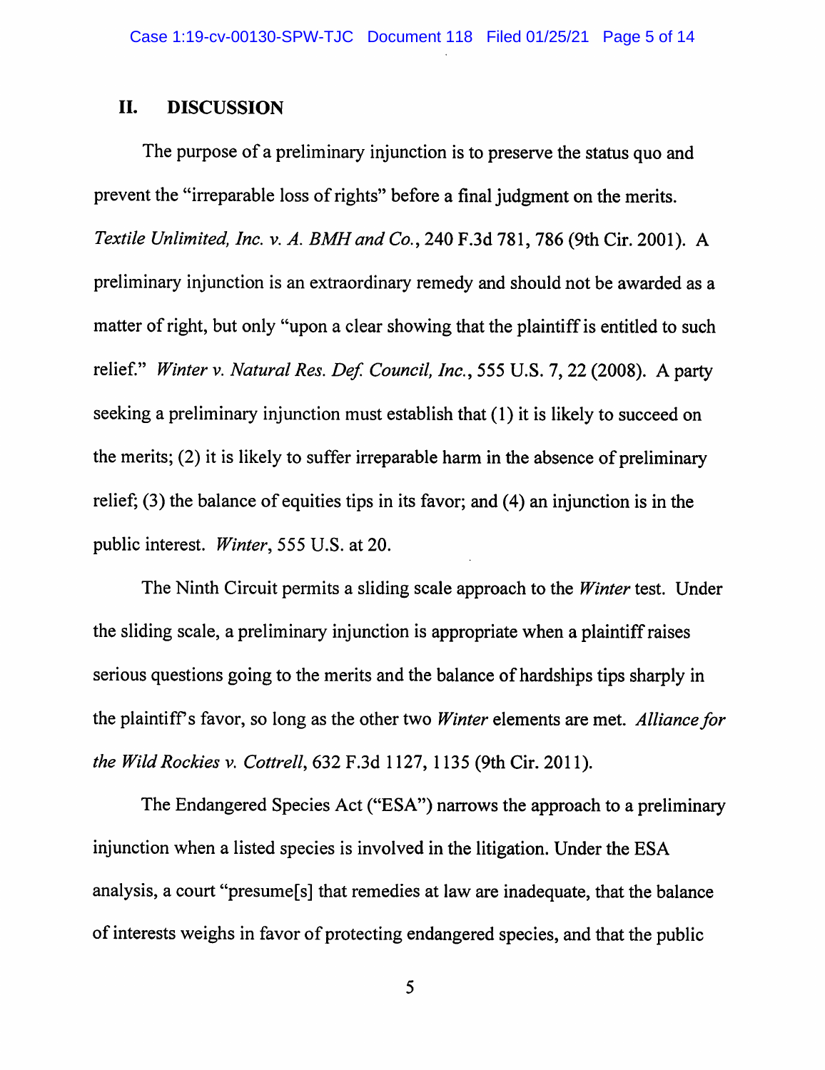## II. DISCUSSION

The purpose of a preliminary injunction is to preserve the status quo and prevent the "irreparable loss of rights" before a final judgment on the merits. *Textile Unlimited, Inc. v. A. BMH and Co.*, 240 F.3d 781, 786 (9th Cir. 2001). A preliminary injunction is an extraordinary remedy and should not be awarded as a matter of right, but only "upon a clear showing that the plaintiff is entitled to such relief." *Winter v. Natural Res. Def. Council, Inc.*, 555 U.S. 7, 22 (2008). A party seeking a preliminary injunction must establish that (1) it is likely to succeed on the merits; (2) it is likely to suffer irreparable harm in the absence of preliminary relief; (3) the balance of equities tips in its favor; and (4) an injunction is in the public interest. *Winter*, 555 U.S. at 20.

The Ninth Circuit permits a sliding scale approach to the *Winter* test. Under the sliding scale, a preliminary injunction is appropriate when a plaintiff raises serious questions going to the merits and the balance of hardships tips sharply in the plaintiff's favor, so long as the other two *Winter* elements are met. *Alliance for the Wild Rockies v. Cottrell*, 632 F.3d 1127, 1135 (9th Cir. 2011).

The Endangered Species Act ("ESA") narrows the approach to a preliminary injunction when a listed species is involved in the litigation. Under the ESA analysis, a court "presume[s] that remedies at law are inadequate, that the balance of interests weighs in favor of protecting endangered species, and that the public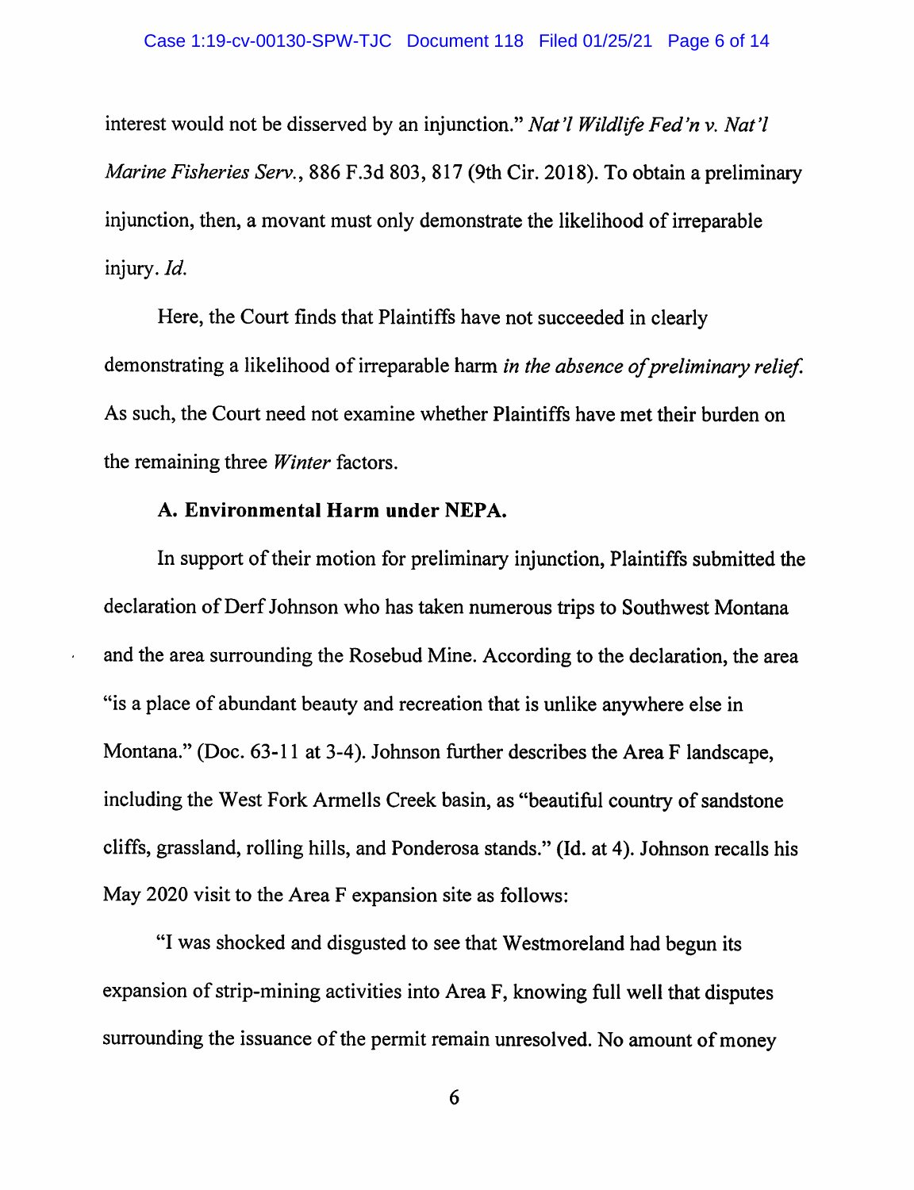interest would not be disserved by an injunction." *Nat'l Wildlife Fed'n v. Nat'l Marine Fisheries Serv.*, 886 F.3d 803, 817 (9th Cir. 2018). To obtain a preliminary injunction, then, a movant must only demonstrate the likelihood of irreparable injury. *Id.*

Here, the Court finds that Plaintiffs have not succeeded in clearly demonstrating a likelihood of irreparable harm *in the absence of preliminary relief*. As such, the Court need not examine whether Plaintiffs have met their burden on the remaining three *Winter* factors.

**A. Environmental Harm under NEPA.**

In support of their motion for preliminary injunction, Plaintiffs submitted the declaration of Derf Johnson who has taken numerous trips to Southwest Montana and the area surrounding the Rosebud Mine. According to the declaration, the area "is a place of abundant beauty and recreation that is unlike anywhere else in Montana." (Doc. 63-11 at 3-4). Johnson further describes the Area F landscape, including the West Fork Armells Creek basin, as "beautiful country of sandstone cliffs, grassland, rolling hills, and Ponderosa stands." (Id. at 4). Johnson recalls his May 2020 visit to the Area F expansion site as follows:

"I was shocked and disgusted to see that Westmoreland had begun its expansion of strip-mining activities into Area F, knowing full well that disputes surrounding the issuance of the permit remain unresolved. No amount of money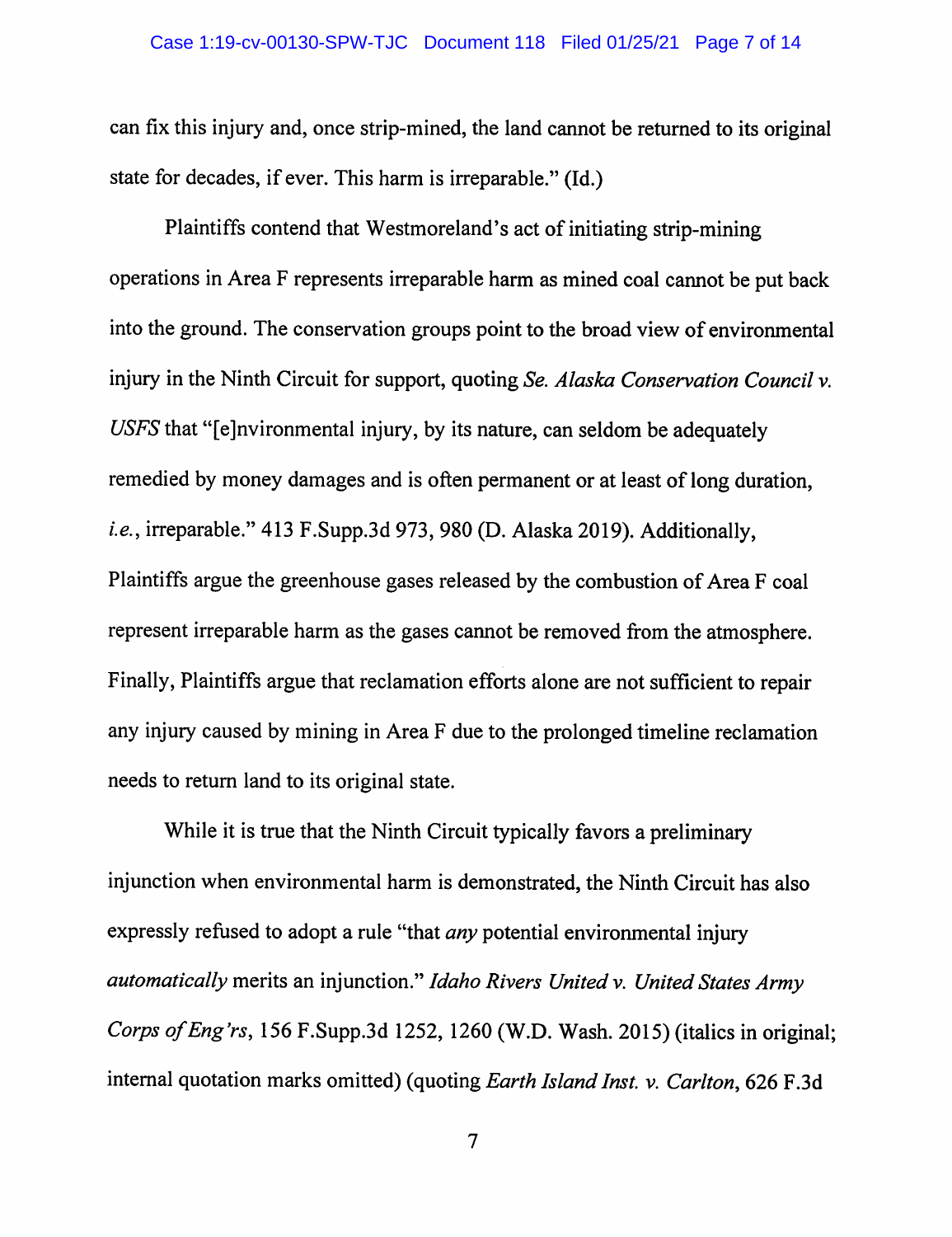can fix this injury and, once strip-mined, the land cannot be returned to its original state for decades, if ever. This harm is irreparable." (Id.)

Plaintiffs contend that Westmoreland's act of initiating strip-mining operations in Area F represents irreparable harm as mined coal cannot be put back into the ground. The conservation groups point to the broad view of environmental injury in the Ninth Circuit for support, quoting *Se. Alaska Conservation Council v. USFS* that "[e]nvironmental injury, by its nature, can seldom be adequately remedied by money damages and is often permanent or at least of long duration, *i.e.*, irreparable." 413 F.Supp.3d 973, 980 (D. Alaska 2019). Additionally, Plaintiffs argue the greenhouse gases released by the combustion of Area F coal represent irreparable harm as the gases cannot be removed from the atmosphere. Finally, Plaintiffs argue that reclamation efforts alone are not sufficient to repair any injury caused by mining in Area F due to the prolonged timeline reclamation needs to return land to its original state.

While it is true that the Ninth Circuit typically favors a preliminary injunction when environmental harm is demonstrated, the Ninth Circuit has also expressly refused to adopt a rule "that *any* potential environmental injury *automatically* merits an injunction." *Idaho Rivers United v. United States Army Corps of Eng'rs*, 156 F.Supp.3d 1252, 1260 (W.D. Wash. 2015) (italics in original; internal quotation marks omitted) (quoting *Earth Island Inst. v. Carlton*, 626 F.3d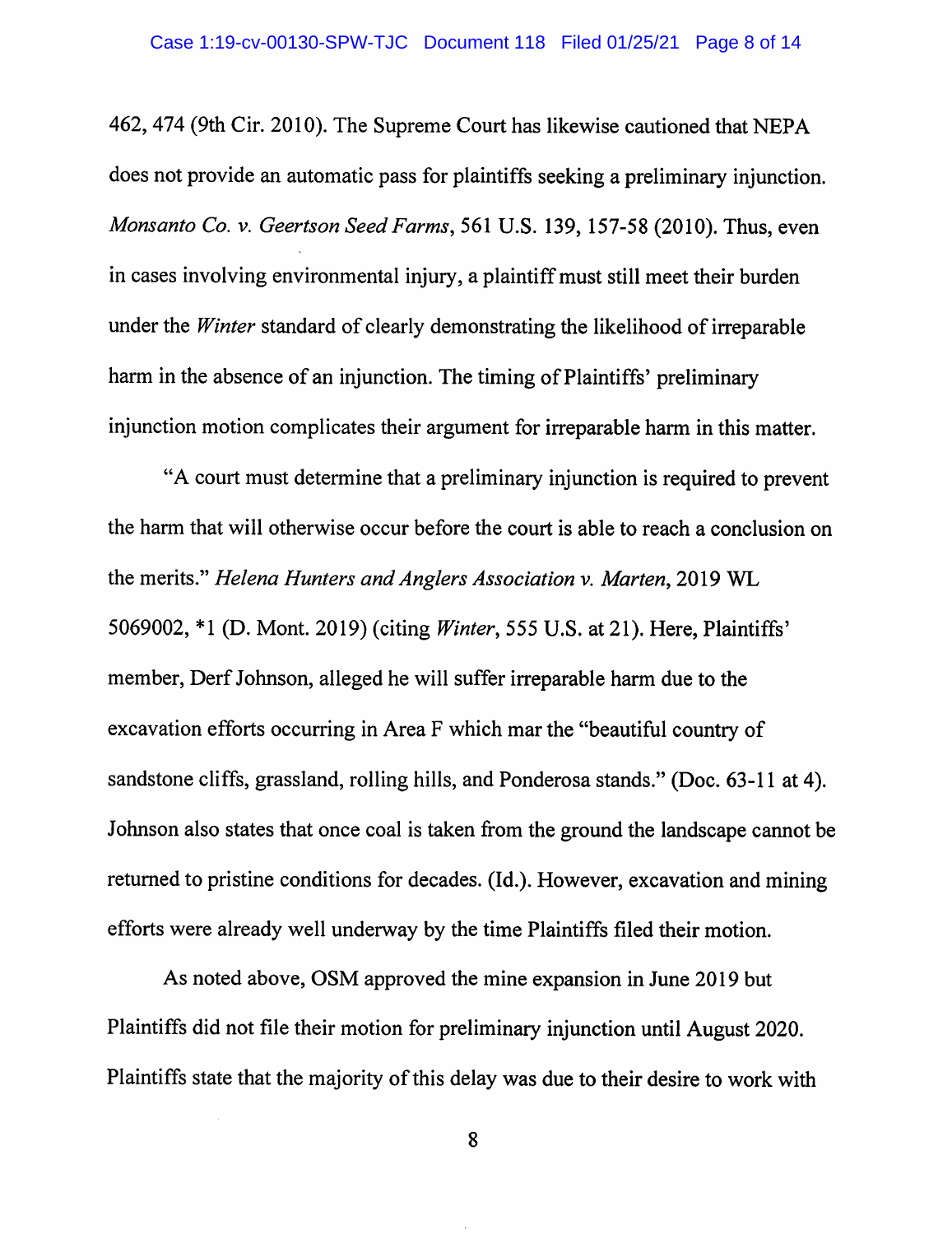462, 474 (9th Cir. 2010). The Supreme Court has likewise cautioned that NEPA does not provide an automatic pass for plaintiffs seeking a preliminary injunction. *Monsanto Co. v. Geertson Seed Farms*, 561 U.S. 139, 157-58 (2010). Thus, even in cases involving environmental injury, a plaintiff must still meet their burden under the *Winter* standard of clearly demonstrating the likelihood of irreparable harm in the absence of an injunction. The timing of Plaintiffs' preliminary injunction motion complicates their argument for irreparable harm in this matter.

"A court must determine that a preliminary injunction is required to prevent the harm that will otherwise occur before the court is able to reach a conclusion on the merits." *Helena Hunters and Anglers Association v. Marten*, 2019 WL 5069002, *1 (D. Mont. 2019) (citing *Winter*, 555 U.S. at 21). Here, Plaintiffs' member, Derf Johnson, alleged he will suffer irreparable harm due to the excavation efforts occurring in Area F which mar the "beautiful country of sandstone cliffs, grassland, rolling hills, and Ponderosa stands." (Doc. 63-11 at 4). Johnson also states that once coal is taken from the ground the landscape cannot be returned to pristine conditions for decades. (Id.). However, excavation and mining efforts were already well underway by the time Plaintiffs filed their motion.

As noted above, OSM approved the mine expansion in June 2019 but Plaintiffs did not file their motion for preliminary injunction until August 2020. Plaintiffs state that the majority of this delay was due to their desire to work with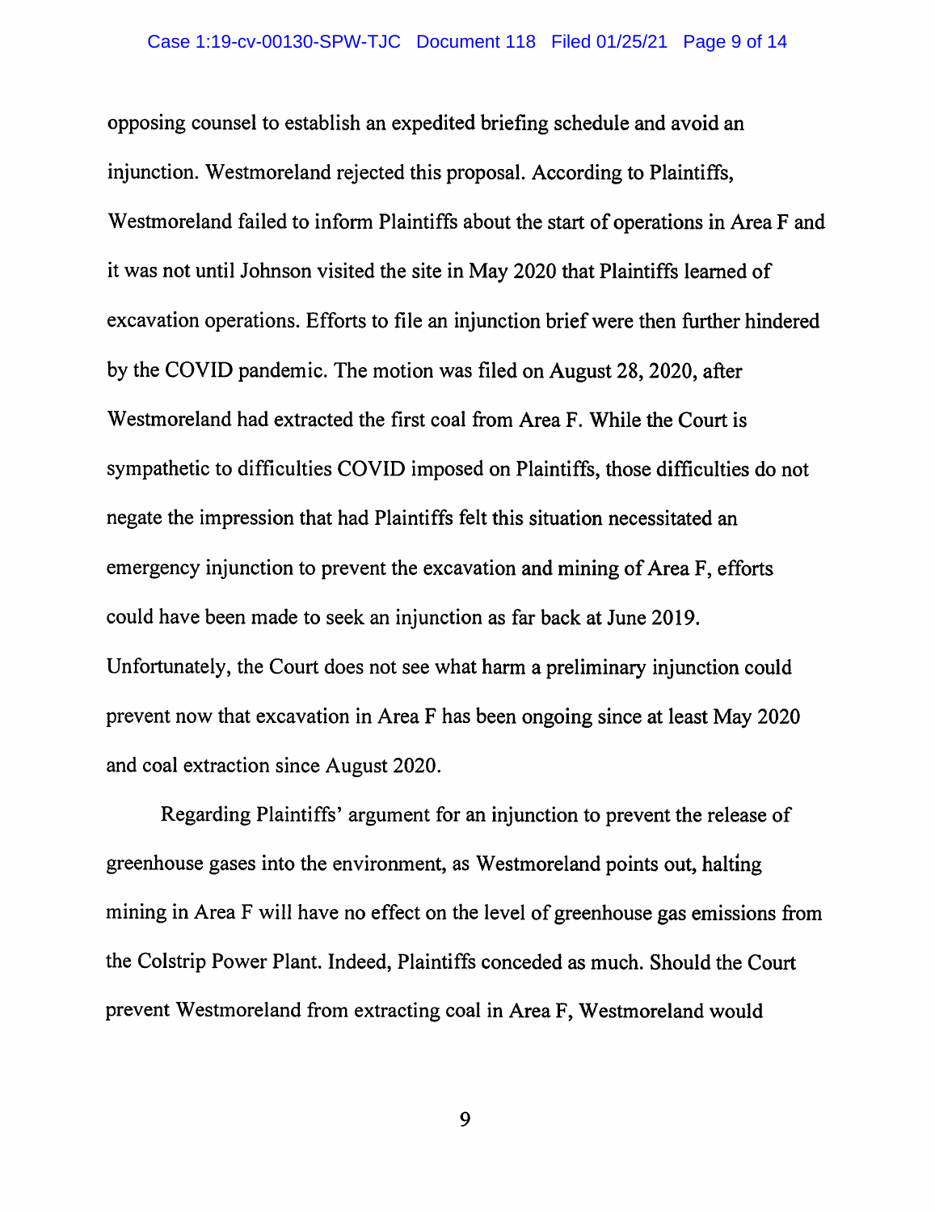opposing counsel to establish an expedited briefing schedule and avoid an injunction. Westmoreland rejected this proposal. According to Plaintiffs, Westmoreland failed to inform Plaintiffs about the start of operations in Area F and it was not until Johnson visited the site in May 2020 that Plaintiffs learned of excavation operations. Efforts to file an injunction brief were then further hindered by the COVID pandemic. The motion was filed on August 28, 2020, after Westmoreland had extracted the first coal from Area F. While the Court is sympathetic to difficulties COVID imposed on Plaintiffs, those difficulties do not negate the impression that had Plaintiffs felt this situation necessitated an emergency injunction to prevent the excavation and mining of Area F, efforts could have been made to seek an injunction as far back at June 2019. Unfortunately, the Court does not see what harm a preliminary injunction could prevent now that excavation in Area F has been ongoing since at least May 2020 and coal extraction since August 2020.

Regarding Plaintiffs' argument for an injunction to prevent the release of greenhouse gases into the environment, as Westmoreland points out, halting mining in Area F will have no effect on the level of greenhouse gas emissions from the Colstrip Power Plant. Indeed, Plaintiffs conceded as much. Should the Court prevent Westmoreland from extracting coal in Area F, Westmoreland would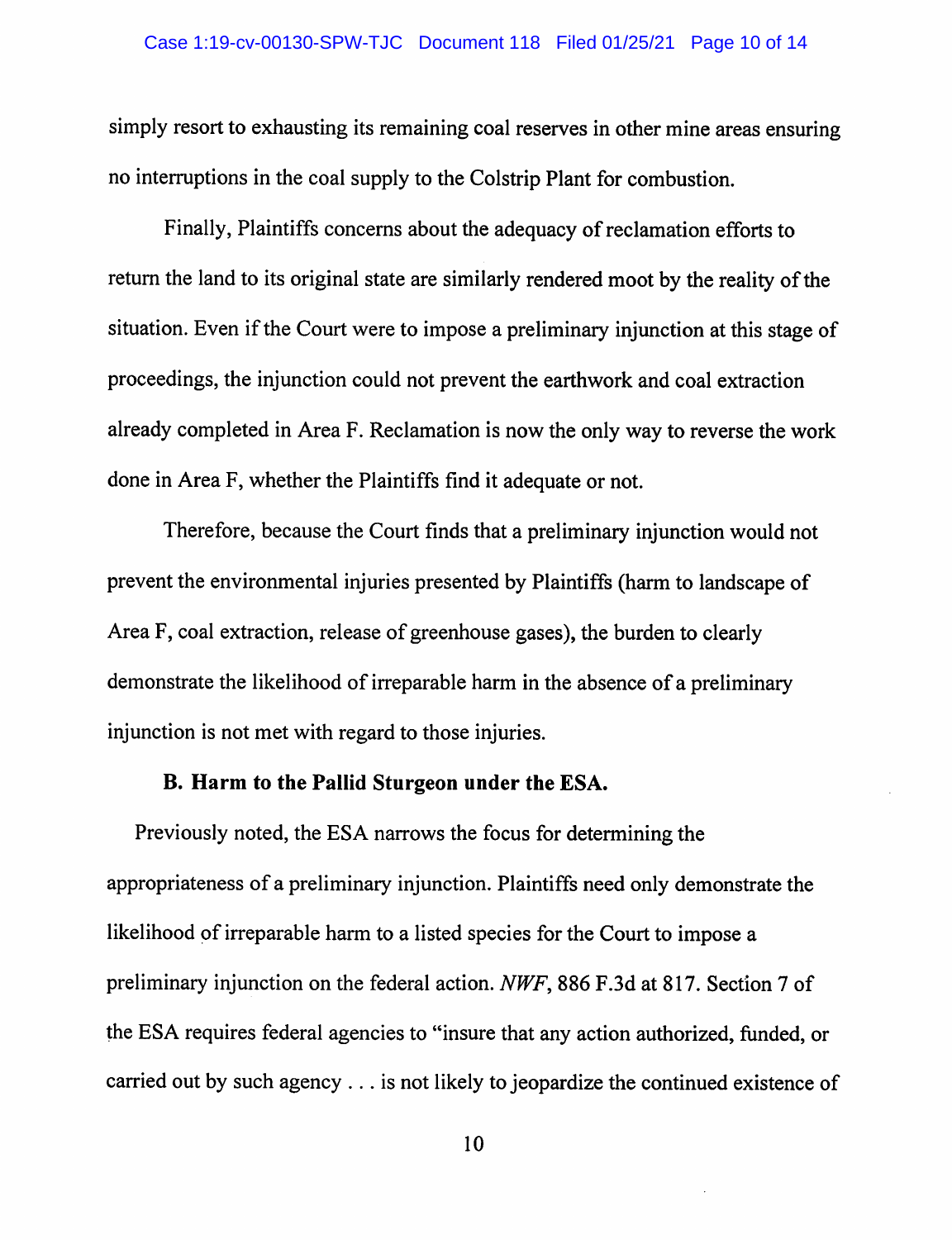simply resort to exhausting its remaining coal reserves in other mine areas ensuring no interruptions in the coal supply to the Colstrip Plant for combustion.

Finally, Plaintiffs concerns about the adequacy of reclamation efforts to return the land to its original state are similarly rendered moot by the reality of the situation. Even if the Court were to impose a preliminary injunction at this stage of proceedings, the injunction could not prevent the earthwork and coal extraction already completed in Area F. Reclamation is now the only way to reverse the work done in Area F, whether the Plaintiffs find it adequate or not.

Therefore, because the Court finds that a preliminary injunction would not prevent the environmental injuries presented by Plaintiffs (harm to landscape of Area F, coal extraction, release of greenhouse gases), the burden to clearly demonstrate the likelihood of irreparable harm in the absence of a preliminary injunction is not met with regard to those injuries.

**B. Harm to the Pallid Sturgeon under the ESA.**

Previously noted, the ESA narrows the focus for determining the appropriateness of a preliminary injunction. Plaintiffs need only demonstrate the likelihood of irreparable harm to a listed species for the Court to impose a preliminary injunction on the federal action. *NWF*, 886 F.3d at 817. Section 7 of the ESA requires federal agencies to "insure that any action authorized, funded, or carried out by such agency . . . is not likely to jeopardize the continued existence of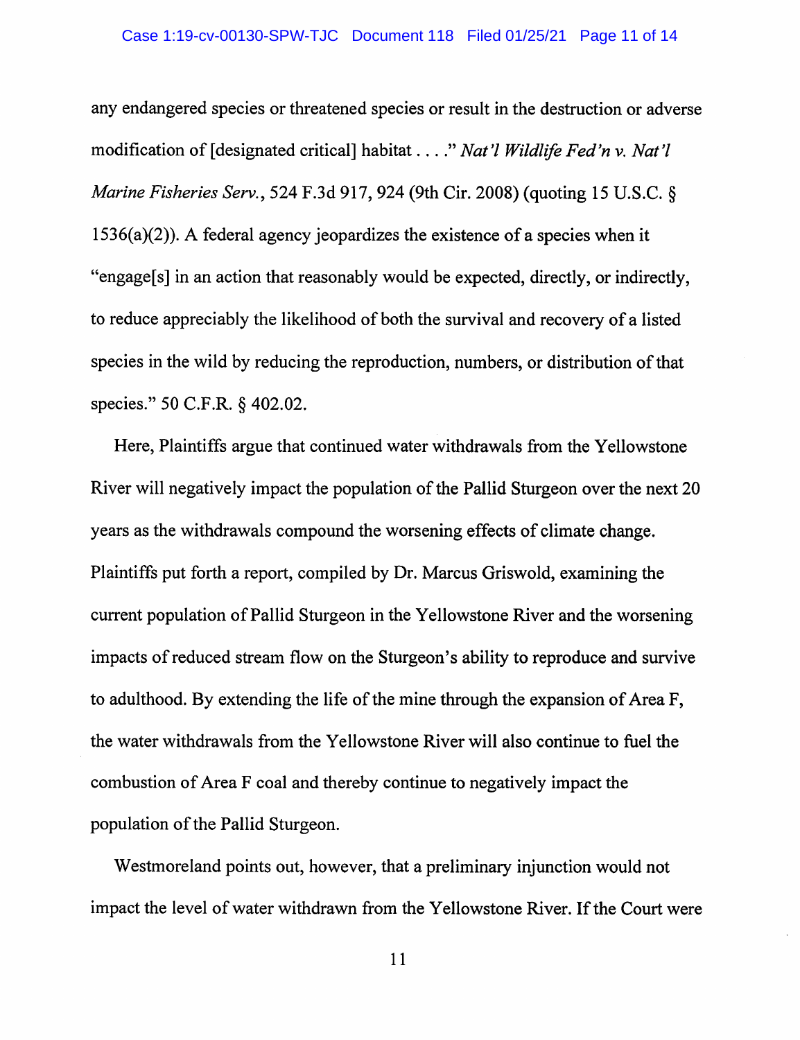any endangered species or threatened species or result in the destruction or adverse modification of [designated critical] habitat . . . ." *Nat'l Wildlife Fed'n v. Nat'l Marine Fisheries Serv.*, 524 F.3d 917, 924 (9th Cir. 2008) (quoting 15 U.S.C. § 1536(a)(2)). A federal agency jeopardizes the existence of a species when it "engage[s] in an action that reasonably would be expected, directly, or indirectly, to reduce appreciably the likelihood of both the survival and recovery of a listed species in the wild by reducing the reproduction, numbers, or distribution of that species." 50 C.F.R. § 402.02.

Here, Plaintiffs argue that continued water withdrawals from the Yellowstone River will negatively impact the population of the Pallid Sturgeon over the next 20 years as the withdrawals compound the worsening effects of climate change. Plaintiffs put forth a report, compiled by Dr. Marcus Griswold, examining the current population of Pallid Sturgeon in the Yellowstone River and the worsening impacts of reduced stream flow on the Sturgeon's ability to reproduce and survive to adulthood. By extending the life of the mine through the expansion of Area F, the water withdrawals from the Yellowstone River will also continue to fuel the combustion of Area F coal and thereby continue to negatively impact the population of the Pallid Sturgeon.

Westmoreland points out, however, that a preliminary injunction would not impact the level of water withdrawn from the Yellowstone River. If the Court were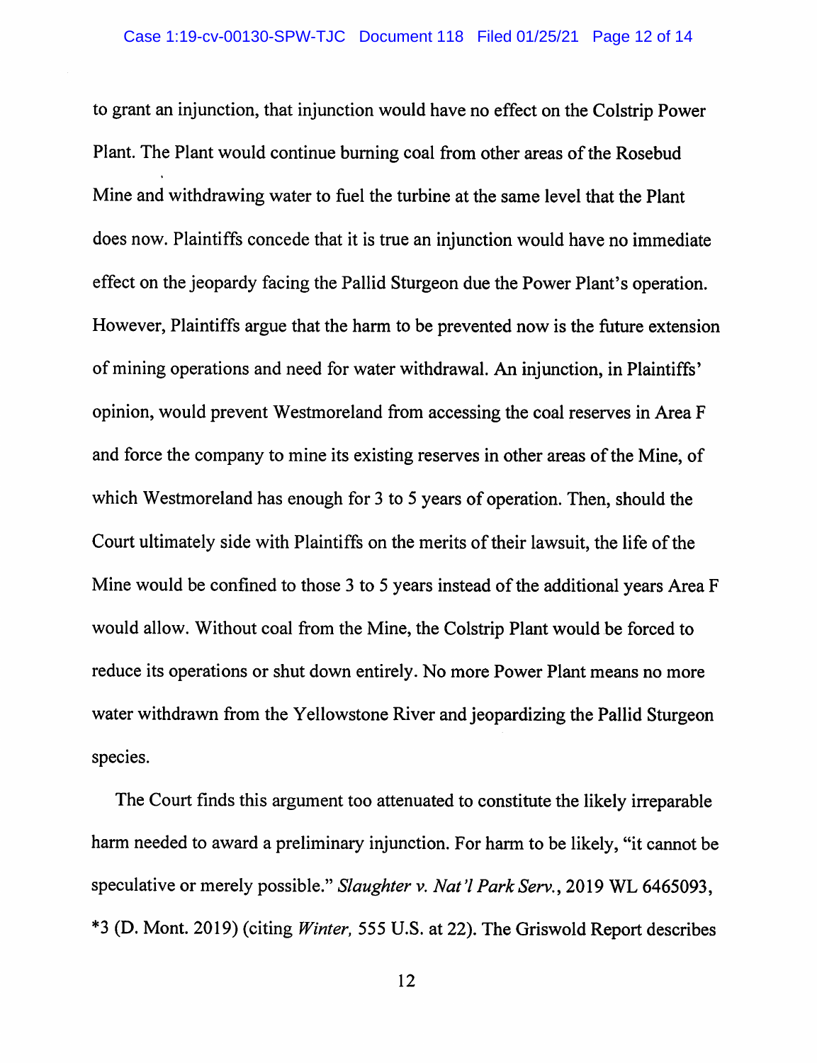to grant an injunction, that injunction would have no effect on the Colstrip Power Plant. The Plant would continue burning coal from other areas of the Rosebud Mine and withdrawing water to fuel the turbine at the same level that the Plant does now. Plaintiffs concede that it is true an injunction would have no immediate effect on the jeopardy facing the Pallid Sturgeon due the Power Plant's operation. However, Plaintiffs argue that the harm to be prevented now is the future extension of mining operations and need for water withdrawal. An injunction, in Plaintiffs' opinion, would prevent Westmoreland from accessing the coal reserves in Area F and force the company to mine its existing reserves in other areas of the Mine, of which Westmoreland has enough for 3 to 5 years of operation. Then, should the Court ultimately side with Plaintiffs on the merits of their lawsuit, the life of the Mine would be confined to those 3 to 5 years instead of the additional years Area F would allow. Without coal from the Mine, the Colstrip Plant would be forced to reduce its operations or shut down entirely. No more Power Plant means no more water withdrawn from the Yellowstone River and jeopardizing the Pallid Sturgeon species.

The Court finds this argument too attenuated to constitute the likely irreparable harm needed to award a preliminary injunction. For harm to be likely, "it cannot be speculative or merely possible." *Slaughter v. Nat'l Park Serv.*, 2019 WL 6465093, *3 (D. Mont. 2019) (citing *Winter,* 555 U.S. at 22). The Griswold Report describes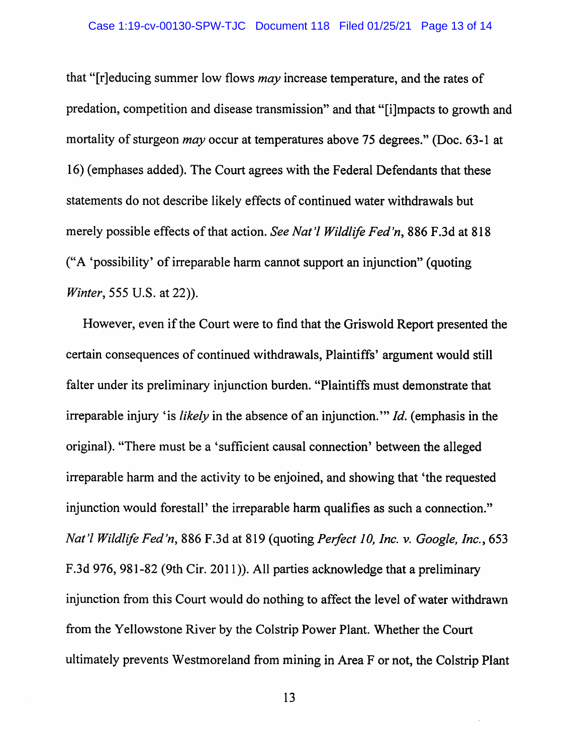that "[r]educing summer low flows *may* increase temperature, and the rates of predation, competition and disease transmission" and that "[i]mpacts to growth and mortality of sturgeon *may* occur at temperatures above 75 degrees." (Doc. 63-1 at 16) (emphases added). The Court agrees with the Federal Defendants that these statements do not describe likely effects of continued water withdrawals but merely possible effects of that action. *See Nat'l Wildlife Fed'n*, 886 F.3d at 818 ("A 'possibility' of irreparable harm cannot support an injunction" (quoting *Winter*, 555 U.S. at 22)).

However, even if the Court were to find that the Griswold Report presented the certain consequences of continued withdrawals, Plaintiffs' argument would still falter under its preliminary injunction burden. "Plaintiffs must demonstrate that irreparable injury 'is *likely* in the absence of an injunction.'" *Id.* (emphasis in the original). "There must be a 'sufficient causal connection' between the alleged irreparable harm and the activity to be enjoined, and showing that 'the requested injunction would forestall' the irreparable harm qualifies as such a connection." *Nat'l Wildlife Fed'n*, 886 F.3d at 819 (quoting *Perfect 10, Inc. v. Google, Inc.*, 653 F.3d 976, 981-82 (9th Cir. 2011)). All parties acknowledge that a preliminary injunction from this Court would do nothing to affect the level of water withdrawn from the Yellowstone River by the Colstrip Power Plant. Whether the Court ultimately prevents Westmoreland from mining in Area F or not, the Colstrip Plant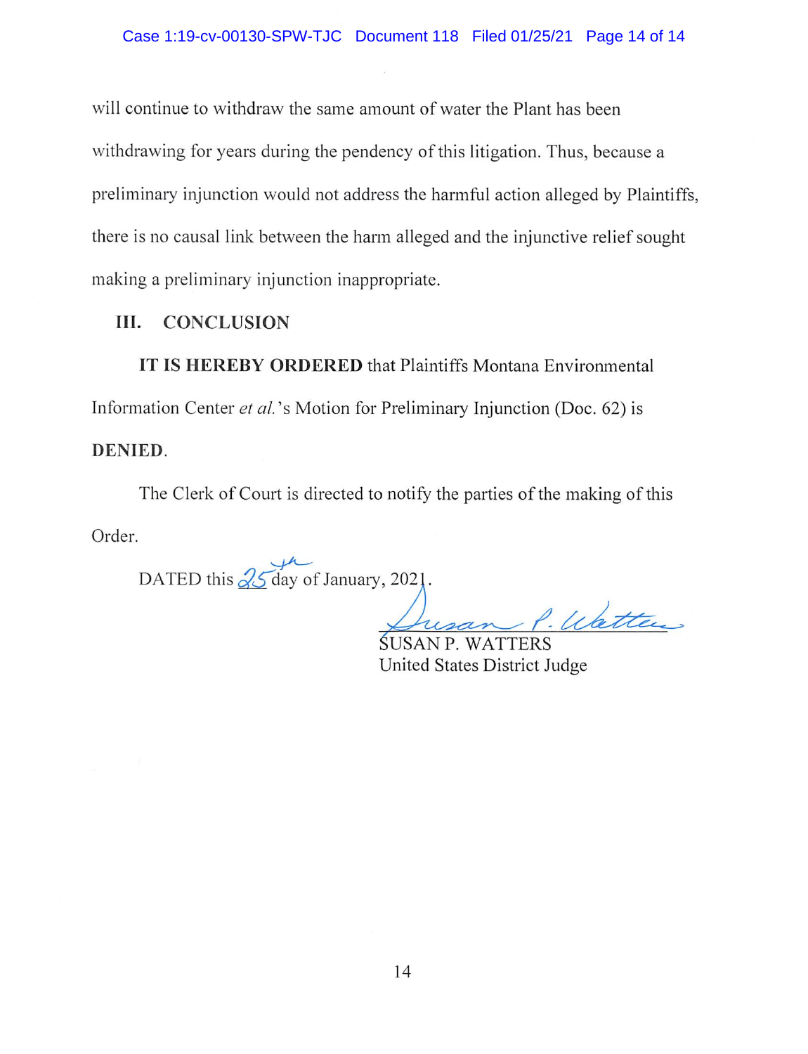will continue to withdraw the same amount of water the Plant has been withdrawing for years during the pendency of this litigation. Thus, because a preliminary injunction would not address the harmful action alleged by Plaintiffs, there is no causal link between the harm alleged and the injunctive relief sought making a preliminary injunction inappropriate.

## III. CONCLUSION

**IT IS HEREBY ORDERED** that Plaintiffs Montana Environmental Information Center *et al.*'s Motion for Preliminary Injunction (Doc. 62) is **DENIED**.

The Clerk of Court is directed to notify the parties of the making of this Order.

DATED this 25th day of January, 2021.

Susan P. Watters

SUSAN P. WATTERS
United States District Judge